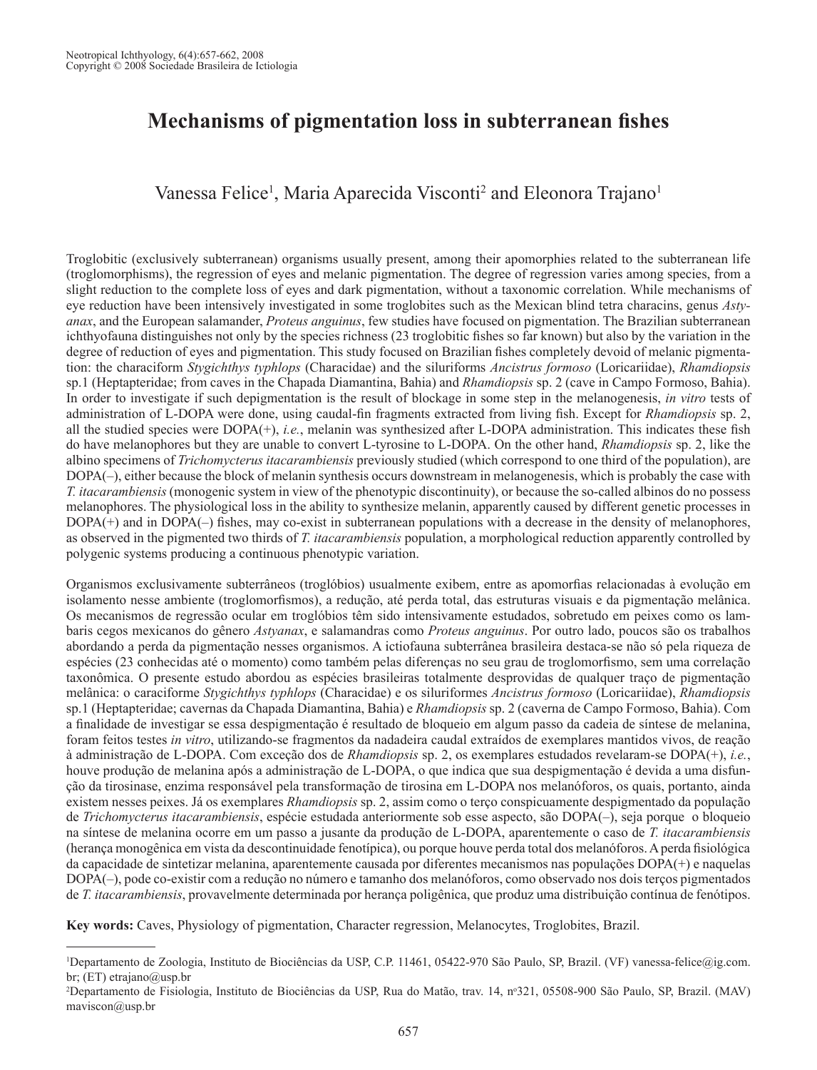# Mechanisms of pigmentation loss in subterranean fishes

Vanessa Felice[1], Maria Aparecida Visconti[2] and Eleonora Trajano[1]

Troglobitic (exclusively subterranean) organisms usually present, among their apomorphies related to the subterranean life (troglomorphisms), the regression of eyes and melanic pigmentation. The degree of regression varies among species, from a slight reduction to the complete loss of eyes and dark pigmentation, without a taxonomic correlation. While mechanisms of eye reduction have been intensively investigated in some troglobites such as the Mexican blind tetra characins, genus *Astyanax*, and the European salamander, *Proteus anguinus*, few studies have focused on pigmentation. The Brazilian subterranean ichthyofauna distinguishes not only by the species richness (23 troglobitic fishes so far known) but also by the variation in the degree of reduction of eyes and pigmentation. This study focused on Brazilian fishes completely devoid of melanic pigmentation: the characiform *Stygichthys typhlops* (Characidae) and the siluriforms *Ancistrus formoso* (Loricariidae), *Rhamdiopsis* sp.1 (Heptapteridae; from caves in the Chapada Diamantina, Bahia) and *Rhamdiopsis* sp. 2 (cave in Campo Formoso, Bahia). In order to investigate if such depigmentation is the result of blockage in some step in the melanogenesis, *in vitro* tests of administration of L-DOPA were done, using caudal-fin fragments extracted from living fish. Except for *Rhamdiopsis* sp. 2, all the studied species were DOPA(+), *i.e.*, melanin was synthesized after L-DOPA administration. This indicates these fish do have melanophores but they are unable to convert L-tyrosine to L-DOPA. On the other hand, *Rhamdiopsis* sp. 2, like the albino specimens of *Trichomycterus itacarambiensis* previously studied (which correspond to one third of the population), are DOPA(–), either because the block of melanin synthesis occurs downstream in melanogenesis, which is probably the case with *T. itacarambiensis* (monogenic system in view of the phenotypic discontinuity), or because the so-called albinos do no possess melanophores. The physiological loss in the ability to synthesize melanin, apparently caused by different genetic processes in DOPA(+) and in DOPA(–) fishes, may co-exist in subterranean populations with a decrease in the density of melanophores, as observed in the pigmented two thirds of *T. itacarambiensis* population, a morphological reduction apparently controlled by polygenic systems producing a continuous phenotypic variation.

Organismos exclusivamente subterrâneos (troglóbios) usualmente exibem, entre as apomorfias relacionadas à evolução em isolamento nesse ambiente (troglomorfismos), a redução, até perda total, das estruturas visuais e da pigmentação melânica. Os mecanismos de regressão ocular em troglóbios têm sido intensivamente estudados, sobretudo em peixes como os lambaris cegos mexicanos do gênero *Astyanax*, e salamandras como *Proteus anguinus*. Por outro lado, poucos são os trabalhos abordando a perda da pigmentação nesses organismos. A ictiofauna subterrânea brasileira destaca-se não só pela riqueza de espécies (23 conhecidas até o momento) como também pelas diferenças no seu grau de troglomorfismo, sem uma correlação taxonômica. O presente estudo abordou as espécies brasileiras totalmente desprovidas de qualquer traço de pigmentação melânica: o caraciforme *Stygichthys typhlops* (Characidae) e os siluriformes *Ancistrus formoso* (Loricariidae), *Rhamdiopsis* sp.1 (Heptapteridae; cavernas da Chapada Diamantina, Bahia) e *Rhamdiopsis* sp. 2 (caverna de Campo Formoso, Bahia). Com a finalidade de investigar se essa despigmentação é resultado de bloqueio em algum passo da cadeia de síntese de melanina, foram feitos testes *in vitro*, utilizando-se fragmentos da nadadeira caudal extraídos de exemplares mantidos vivos, de reação à administração de L-DOPA. Com exceção dos de *Rhamdiopsis* sp. 2, os exemplares estudados revelaram-se DOPA(+), *i.e.*, houve produção de melanina após a administração de L-DOPA, o que indica que sua despigmentação é devida a uma disfunção da tirosinase, enzima responsável pela transformação de tirosina em L-DOPA nos melanóforos, os quais, portanto, ainda existem nesses peixes. Já os exemplares *Rhamdiopsis* sp. 2, assim como o terço conspicuamente despigmentado da população de *Trichomycterus itacarambiensis*, espécie estudada anteriormente sob esse aspecto, são DOPA(–), seja porque o bloqueio na síntese de melanina ocorre em um passo a jusante da produção de L-DOPA, aparentemente o caso de *T. itacarambiensis* (herança monogênica em vista da descontinuidade fenotípica), ou porque houve perda total dos melanóforos. A perda fisiológica da capacidade de sintetizar melanina, aparentemente causada por diferentes mecanismos nas populações DOPA(+) e naquelas DOPA(–), pode co-existir com a redução no número e tamanho dos melanóforos, como observado nos dois terços pigmentados de *T. itacarambiensis*, provavelmente determinada por herança poligênica, que produz uma distribuição contínua de fenótipos.

**Key words:** Caves, Physiology of pigmentation, Character regression, Melanocytes, Troglobites, Brazil.

---

[1]Departamento de Zoologia, Instituto de Biociências da USP, C.P. 11461, 05422-970 São Paulo, SP, Brazil. (VF) vanessa-felice@ig.com.br; (ET) etrajano@usp.br

[2]Departamento de Fisiologia, Instituto de Biociências da USP, Rua do Matão, trav. 14, nº321, 05508-900 São Paulo, SP, Brazil. (MAV) maviscon@usp.br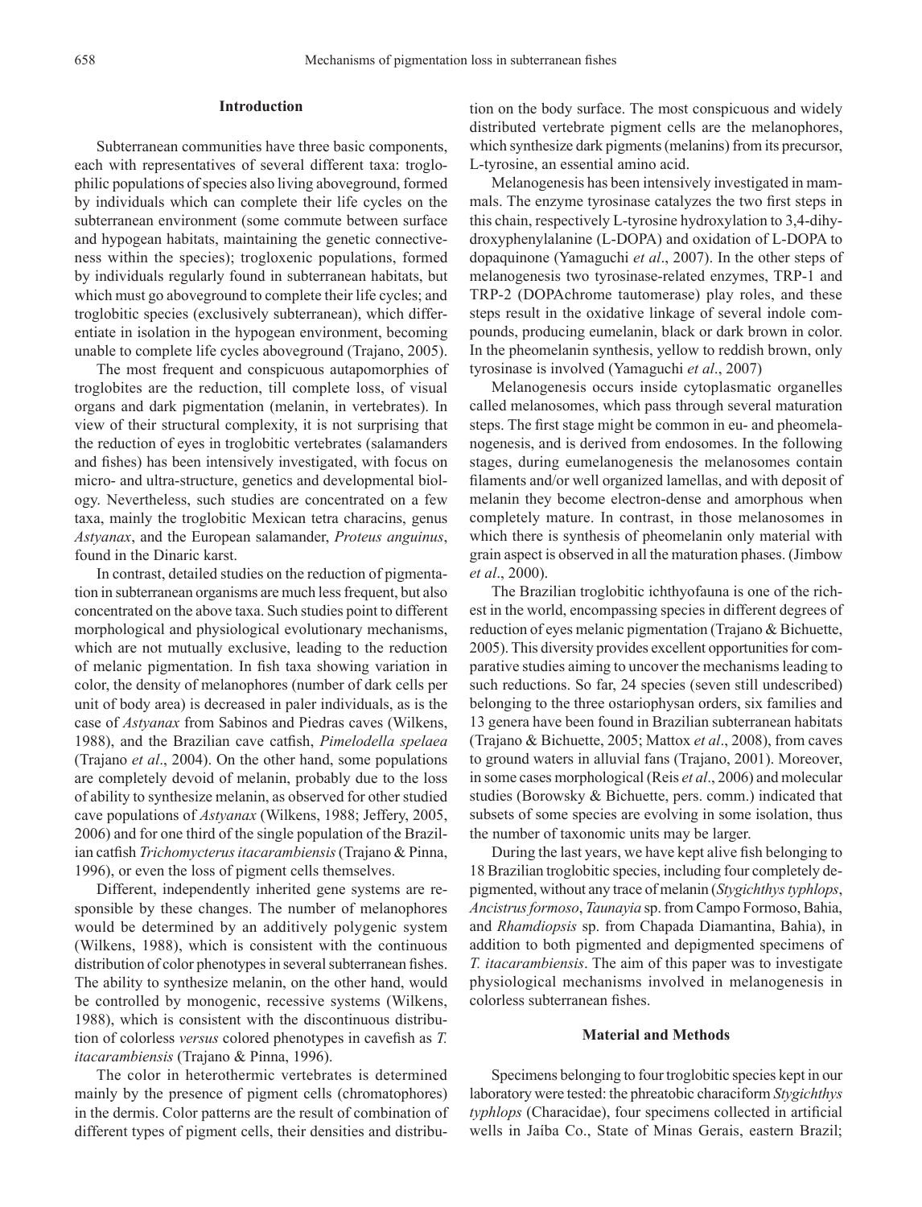## Introduction

Subterranean communities have three basic components, each with representatives of several different taxa: troglophilic populations of species also living aboveground, formed by individuals which can complete their life cycles on the subterranean environment (some commute between surface and hypogean habitats, maintaining the genetic connectiveness within the species); trogloxenic populations, formed by individuals regularly found in subterranean habitats, but which must go aboveground to complete their life cycles; and troglobitic species (exclusively subterranean), which differentiate in isolation in the hypogean environment, becoming unable to complete life cycles aboveground (Trajano, 2005).

The most frequent and conspicuous autapomorphies of troglobites are the reduction, till complete loss, of visual organs and dark pigmentation (melanin, in vertebrates). In view of their structural complexity, it is not surprising that the reduction of eyes in troglobitic vertebrates (salamanders and fishes) has been intensively investigated, with focus on micro- and ultra-structure, genetics and developmental biology. Nevertheless, such studies are concentrated on a few taxa, mainly the troglobitic Mexican tetra characins, genus *Astyanax*, and the European salamander, *Proteus anguinus*, found in the Dinaric karst.

In contrast, detailed studies on the reduction of pigmentation in subterranean organisms are much less frequent, but also concentrated on the above taxa. Such studies point to different morphological and physiological evolutionary mechanisms, which are not mutually exclusive, leading to the reduction of melanic pigmentation. In fish taxa showing variation in color, the density of melanophores (number of dark cells per unit of body area) is decreased in paler individuals, as is the case of *Astyanax* from Sabinos and Piedras caves (Wilkens, 1988), and the Brazilian cave catfish, *Pimelodella spelaea* (Trajano *et al*., 2004). On the other hand, some populations are completely devoid of melanin, probably due to the loss of ability to synthesize melanin, as observed for other studied cave populations of *Astyanax* (Wilkens, 1988; Jeffery, 2005, 2006) and for one third of the single population of the Brazilian catfish *Trichomycterus itacarambiensis* (Trajano & Pinna, 1996), or even the loss of pigment cells themselves.

Different, independently inherited gene systems are responsible by these changes. The number of melanophores would be determined by an additively polygenic system (Wilkens, 1988), which is consistent with the continuous distribution of color phenotypes in several subterranean fishes. The ability to synthesize melanin, on the other hand, would be controlled by monogenic, recessive systems (Wilkens, 1988), which is consistent with the discontinuous distribution of colorless *versus* colored phenotypes in cavefish as *T. itacarambiensis* (Trajano & Pinna, 1996).

The color in heterothermic vertebrates is determined mainly by the presence of pigment cells (chromatophores) in the dermis. Color patterns are the result of combination of different types of pigment cells, their densities and distribution on the body surface. The most conspicuous and widely distributed vertebrate pigment cells are the melanophores, which synthesize dark pigments (melanins) from its precursor, L-tyrosine, an essential amino acid.

Melanogenesis has been intensively investigated in mammals. The enzyme tyrosinase catalyzes the two first steps in this chain, respectively L-tyrosine hydroxylation to 3,4-dihydroxyphenylalanine (L-DOPA) and oxidation of L-DOPA to dopaquinone (Yamaguchi *et al*., 2007). In the other steps of melanogenesis two tyrosinase-related enzymes, TRP-1 and TRP-2 (DOPAchrome tautomerase) play roles, and these steps result in the oxidative linkage of several indole compounds, producing eumelanin, black or dark brown in color. In the pheomelanin synthesis, yellow to reddish brown, only tyrosinase is involved (Yamaguchi *et al*., 2007)

Melanogenesis occurs inside cytoplasmatic organelles called melanosomes, which pass through several maturation steps. The first stage might be common in eu- and pheomelanogenesis, and is derived from endosomes. In the following stages, during eumelanogenesis the melanosomes contain filaments and/or well organized lamellas, and with deposit of melanin they become electron-dense and amorphous when completely mature. In contrast, in those melanosomes in which there is synthesis of pheomelanin only material with grain aspect is observed in all the maturation phases. (Jimbow *et al*., 2000).

The Brazilian troglobitic ichthyofauna is one of the richest in the world, encompassing species in different degrees of reduction of eyes melanic pigmentation (Trajano & Bichuette, 2005). This diversity provides excellent opportunities for comparative studies aiming to uncover the mechanisms leading to such reductions. So far, 24 species (seven still undescribed) belonging to the three ostariophysan orders, six families and 13 genera have been found in Brazilian subterranean habitats (Trajano & Bichuette, 2005; Mattox *et al*., 2008), from caves to ground waters in alluvial fans (Trajano, 2001). Moreover, in some cases morphological (Reis *et al*., 2006) and molecular studies (Borowsky & Bichuette, pers. comm.) indicated that subsets of some species are evolving in some isolation, thus the number of taxonomic units may be larger.

During the last years, we have kept alive fish belonging to 18 Brazilian troglobitic species, including four completely depigmented, without any trace of melanin (*Stygichthys typhlops*, *Ancistrus formoso*, *Taunayia* sp. from Campo Formoso, Bahia, and *Rhamdiopsis* sp. from Chapada Diamantina, Bahia), in addition to both pigmented and depigmented specimens of *T. itacarambiensis*. The aim of this paper was to investigate physiological mechanisms involved in melanogenesis in colorless subterranean fishes.

## Material and Methods

Specimens belonging to four troglobitic species kept in our laboratory were tested: the phreatobic characiform *Stygichthys typhlops* (Characidae), four specimens collected in artificial wells in Jaíba Co., State of Minas Gerais, eastern Brazil;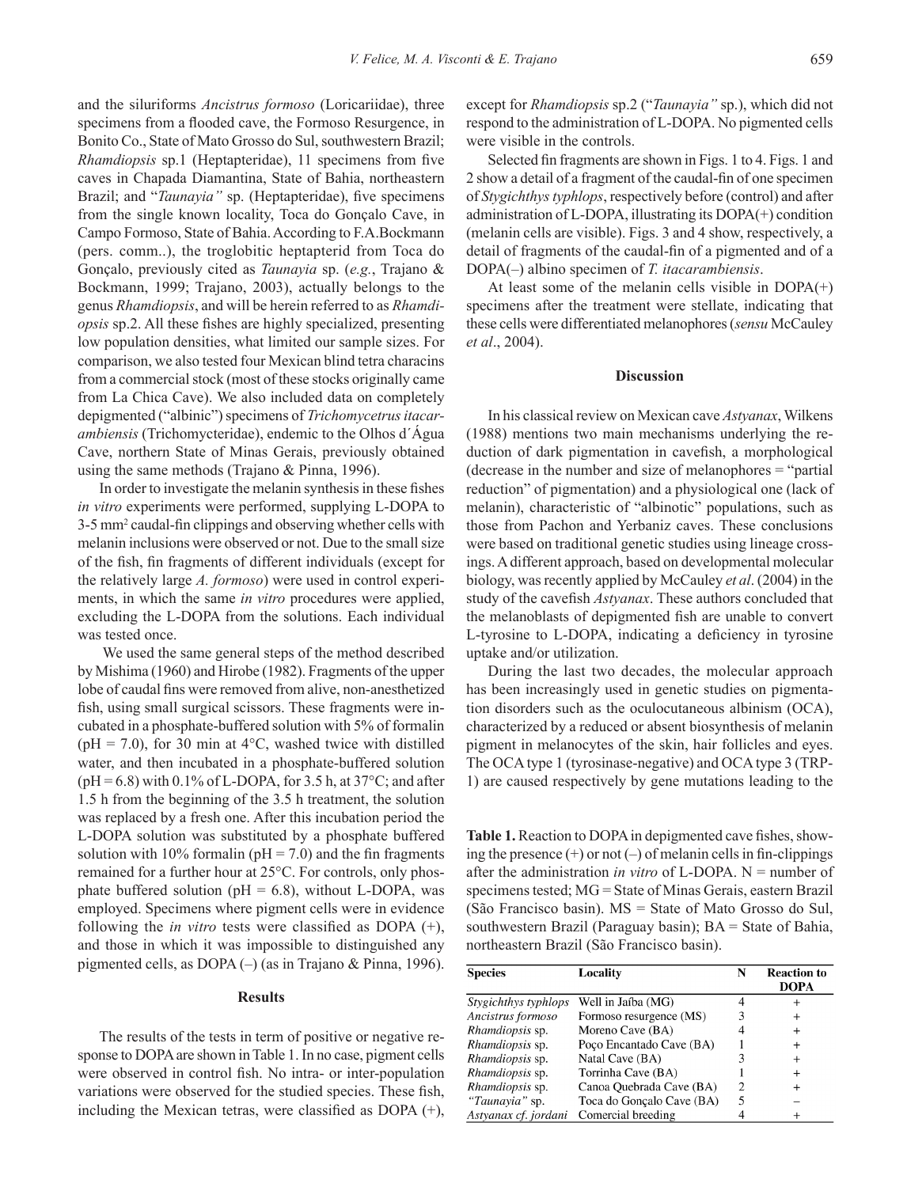and the siluriforms *Ancistrus formoso* (Loricariidae), three specimens from a flooded cave, the Formoso Resurgence, in Bonito Co., State of Mato Grosso do Sul, southwestern Brazil; *Rhamdiopsis* sp.1 (Heptapteridae), 11 specimens from five caves in Chapada Diamantina, State of Bahia, northeastern Brazil; and "*Taunayia"* sp. (Heptapteridae), five specimens from the single known locality, Toca do Gonçalo Cave, in Campo Formoso, State of Bahia. According to F.A.Bockmann (pers. comm..), the troglobitic heptapterid from Toca do Gonçalo, previously cited as *Taunayia* sp. (*e.g.*, Trajano & Bockmann, 1999; Trajano, 2003), actually belongs to the genus *Rhamdiopsis*, and will be herein referred to as *Rhamdiopsis* sp.2. All these fishes are highly specialized, presenting low population densities, what limited our sample sizes. For comparison, we also tested four Mexican blind tetra characins from a commercial stock (most of these stocks originally came from La Chica Cave). We also included data on completely depigmented ("albinic") specimens of *Trichomycetrus itacarambiensis* (Trichomycteridae), endemic to the Olhos d´Água Cave, northern State of Minas Gerais, previously obtained using the same methods (Trajano & Pinna, 1996).

In order to investigate the melanin synthesis in these fishes *in vitro* experiments were performed, supplying L-DOPA to 3-5 $mm^2$ caudal-fin clippings and observing whether cells with melanin inclusions were observed or not. Due to the small size of the fish, fin fragments of different individuals (except for the relatively large *A. formoso*) were used in control experiments, in which the same *in vitro* procedures were applied, excluding the L-DOPA from the solutions. Each individual was tested once.

We used the same general steps of the method described by Mishima (1960) and Hirobe (1982). Fragments of the upper lobe of caudal fins were removed from alive, non-anesthetized fish, using small surgical scissors. These fragments were incubated in a phosphate-buffered solution with 5% of formalin (pH = 7.0), for 30 min at 4°C, washed twice with distilled water, and then incubated in a phosphate-buffered solution (pH = 6.8) with 0.1% of L-DOPA, for 3.5 h, at 37°C; and after 1.5 h from the beginning of the 3.5 h treatment, the solution was replaced by a fresh one. After this incubation period the L-DOPA solution was substituted by a phosphate buffered solution with 10% formalin (pH = 7.0) and the fin fragments remained for a further hour at 25°C. For controls, only phosphate buffered solution (pH = 6.8), without L-DOPA, was employed. Specimens where pigment cells were in evidence following the *in vitro* tests were classified as DOPA (+), and those in which it was impossible to distinguished any pigmented cells, as DOPA (–) (as in Trajano & Pinna, 1996).

## Results

The results of the tests in term of positive or negative response to DOPA are shown in Table 1. In no case, pigment cells were observed in control fish. No intra- or inter-population variations were observed for the studied species. These fish, including the Mexican tetras, were classified as DOPA (+), except for *Rhamdiopsis* sp.2 ("*Taunayia"* sp.), which did not respond to the administration of L-DOPA. No pigmented cells were visible in the controls.

Selected fin fragments are shown in Figs. 1 to 4. Figs. 1 and 2 show a detail of a fragment of the caudal-fin of one specimen of *Stygichthys typhlops*, respectively before (control) and after administration of L-DOPA, illustrating its DOPA(+) condition (melanin cells are visible). Figs. 3 and 4 show, respectively, a detail of fragments of the caudal-fin of a pigmented and of a DOPA(–) albino specimen of *T. itacarambiensis*.

At least some of the melanin cells visible in DOPA(+) specimens after the treatment were stellate, indicating that these cells were differentiated melanophores (*sensu* McCauley *et al*., 2004).

## Discussion

In his classical review on Mexican cave *Astyanax*, Wilkens (1988) mentions two main mechanisms underlying the reduction of dark pigmentation in cavefish, a morphological (decrease in the number and size of melanophores = "partial reduction" of pigmentation) and a physiological one (lack of melanin), characteristic of "albinotic" populations, such as those from Pachon and Yerbaniz caves. These conclusions were based on traditional genetic studies using lineage crossings. A different approach, based on developmental molecular biology, was recently applied by McCauley *et al*. (2004) in the study of the cavefish *Astyanax*. These authors concluded that the melanoblasts of depigmented fish are unable to convert L-tyrosine to L-DOPA, indicating a deficiency in tyrosine uptake and/or utilization.

During the last two decades, the molecular approach has been increasingly used in genetic studies on pigmentation disorders such as the oculocutaneous albinism (OCA), characterized by a reduced or absent biosynthesis of melanin pigment in melanocytes of the skin, hair follicles and eyes. The OCA type 1 (tyrosinase-negative) and OCA type 3 (TRP-1) are caused respectively by gene mutations leading to the

**Table 1.** Reaction to DOPA in depigmented cave fishes, showing the presence (+) or not (–) of melanin cells in fin-clippings after the administration *in vitro* of L-DOPA. N = number of specimens tested; MG = State of Minas Gerais, eastern Brazil (São Francisco basin). MS = State of Mato Grosso do Sul, southwestern Brazil (Paraguay basin); BA = State of Bahia, northeastern Brazil (São Francisco basin).

| Species | Locality | N | Reaction to DOPA |
|---|---|---|---|
| *Stygichthys typhlops* | Well in Jaíba (MG) | 4 | + |
| *Ancistrus formoso* | Formoso resurgence (MS) | 3 | + |
| *Rhamdiopsis* sp. | Moreno Cave (BA) | 4 | + |
| *Rhamdiopsis* sp. | Poço Encantado Cave (BA) | 1 | + |
| *Rhamdiopsis* sp. | Natal Cave (BA) | 3 | + |
| *Rhamdiopsis* sp. | Torrinha Cave (BA) | 1 | + |
| *Rhamdiopsis* sp. | Canoa Quebrada Cave (BA) | 2 | + |
| *"Taunayia"* sp. | Toca do Gonçalo Cave (BA) | 5 | – |
| *Astyanax cf. jordani* | Comercial breeding | 4 | + |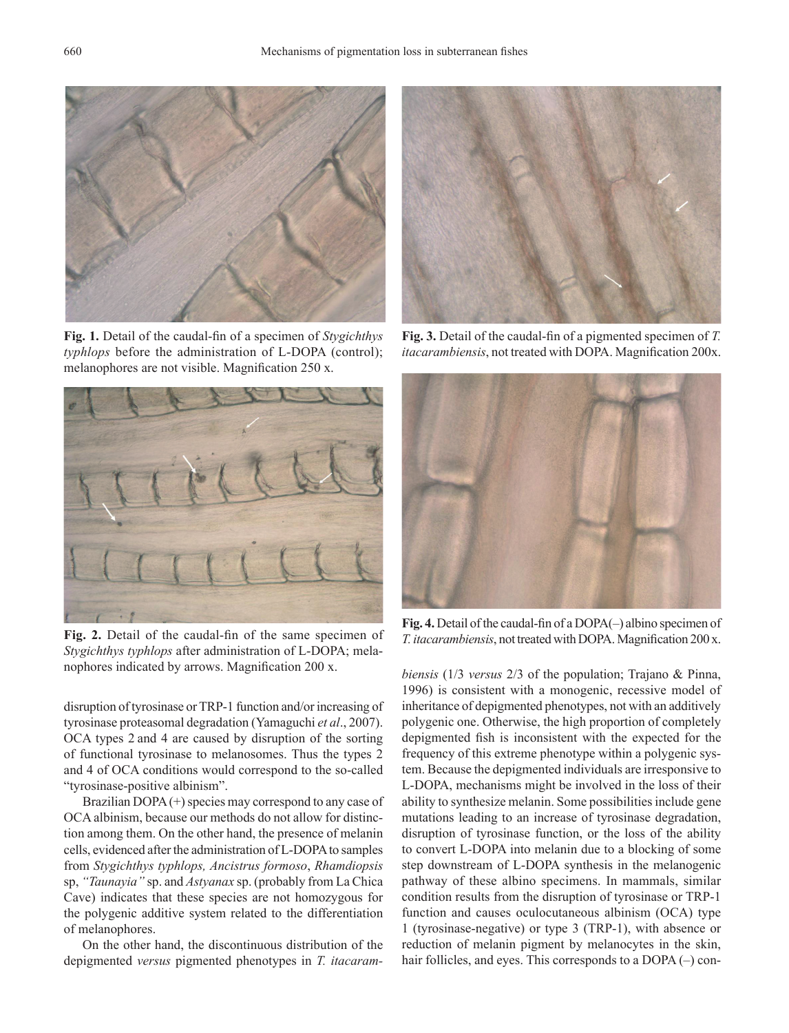**Fig. 1.** Detail of the caudal-fin of a specimen of *Stygichthys typhlops* before the administration of L-DOPA (control); melanophores are not visible. Magnification 250 x.

**Fig. 2.** Detail of the caudal-fin of the same specimen of *Stygichthys typhlops* after administration of L-DOPA; melanophores indicated by arrows. Magnification 200 x.

**Fig. 3.** Detail of the caudal-fin of a pigmented specimen of *T. itacarambiensis*, not treated with DOPA. Magnification 200x.

**Fig. 4.** Detail of the caudal-fin of a DOPA(–) albino specimen of *T. itacarambiensis*, not treated with DOPA. Magnification 200 x.

disruption of tyrosinase or TRP-1 function and/or increasing of tyrosinase proteasomal degradation (Yamaguchi *et al*., 2007). OCA types 2 and 4 are caused by disruption of the sorting of functional tyrosinase to melanosomes. Thus the types 2 and 4 of OCA conditions would correspond to the so-called "tyrosinase-positive albinism".

Brazilian DOPA (+) species may correspond to any case of OCA albinism, because our methods do not allow for distinction among them. On the other hand, the presence of melanin cells, evidenced after the administration of L-DOPA to samples from *Stygichthys typhlops, Ancistrus formoso*, *Rhamdiopsis* sp, *"Taunayia"* sp. and *Astyanax* sp. (probably from La Chica Cave) indicates that these species are not homozygous for the polygenic additive system related to the differentiation of melanophores.

On the other hand, the discontinuous distribution of the depigmented *versus* pigmented phenotypes in *T. itacarambiensis* (1/3 *versus* 2/3 of the population; Trajano & Pinna, 1996) is consistent with a monogenic, recessive model of inheritance of depigmented phenotypes, not with an additively polygenic one. Otherwise, the high proportion of completely depigmented fish is inconsistent with the expected for the frequency of this extreme phenotype within a polygenic system. Because the depigmented individuals are irresponsive to L-DOPA, mechanisms might be involved in the loss of their ability to synthesize melanin. Some possibilities include gene mutations leading to an increase of tyrosinase degradation, disruption of tyrosinase function, or the loss of the ability to convert L-DOPA into melanin due to a blocking of some step downstream of L-DOPA synthesis in the melanogenic pathway of these albino specimens. In mammals, similar condition results from the disruption of tyrosinase or TRP-1 function and causes oculocutaneous albinism (OCA) type 1 (tyrosinase-negative) or type 3 (TRP-1), with absence or reduction of melanin pigment by melanocytes in the skin, hair follicles, and eyes. This corresponds to a DOPA (–) con-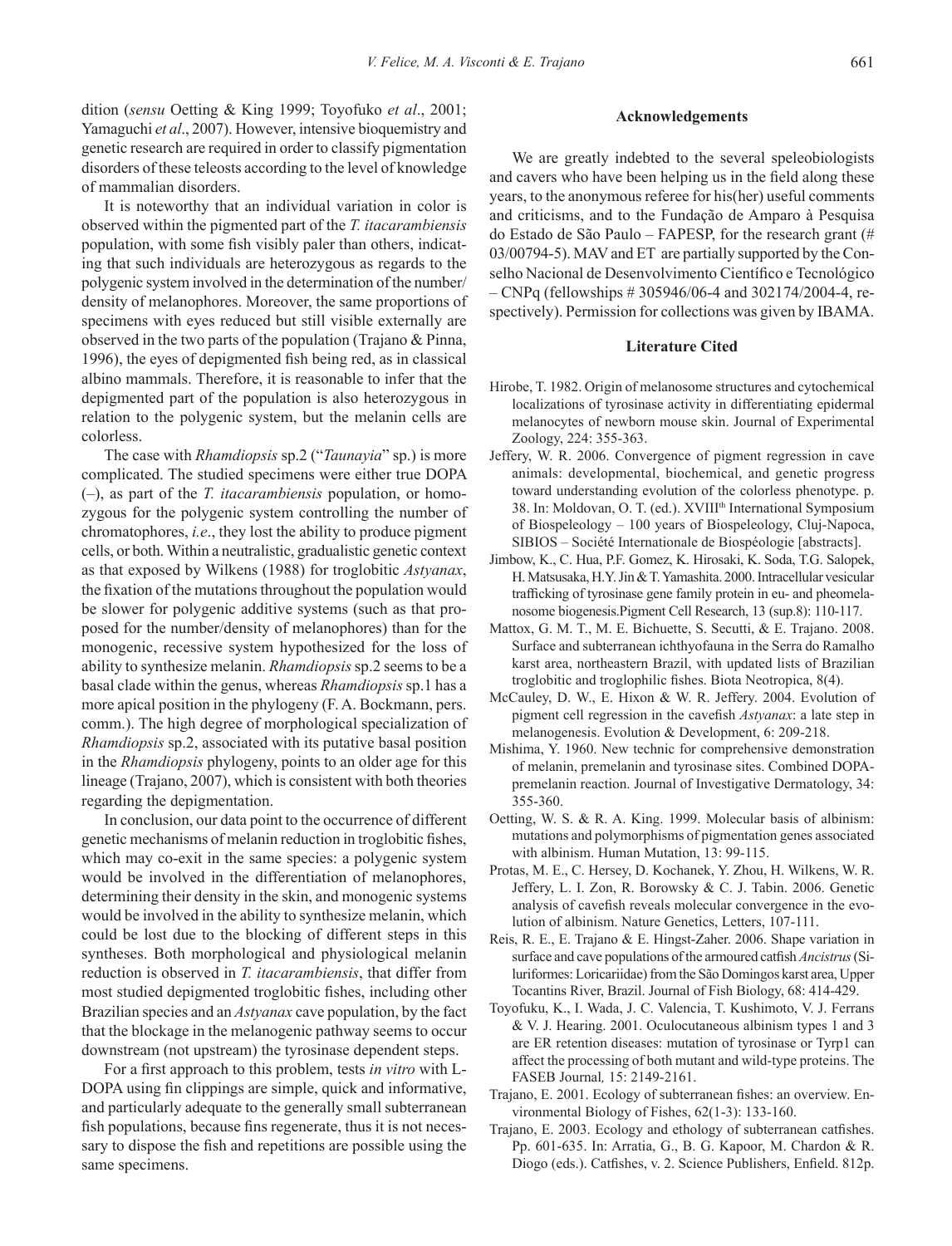dition (*sensu* Oetting & King 1999; Toyofuko *et al*., 2001; Yamaguchi *et al*., 2007). However, intensive bioquemistry and genetic research are required in order to classify pigmentation disorders of these teleosts according to the level of knowledge of mammalian disorders.

It is noteworthy that an individual variation in color is observed within the pigmented part of the *T. itacarambiensis* population, with some fish visibly paler than others, indicating that such individuals are heterozygous as regards to the polygenic system involved in the determination of the number/density of melanophores. Moreover, the same proportions of specimens with eyes reduced but still visible externally are observed in the two parts of the population (Trajano & Pinna, 1996), the eyes of depigmented fish being red, as in classical albino mammals. Therefore, it is reasonable to infer that the depigmented part of the population is also heterozygous in relation to the polygenic system, but the melanin cells are colorless.

The case with *Rhamdiopsis* sp.2 ("*Taunayia*" sp.) is more complicated. The studied specimens were either true DOPA (–), as part of the *T. itacarambiensis* population, or homozygous for the polygenic system controlling the number of chromatophores, *i.e*., they lost the ability to produce pigment cells, or both. Within a neutralistic, gradualistic genetic context as that exposed by Wilkens (1988) for troglobitic *Astyanax*, the fixation of the mutations throughout the population would be slower for polygenic additive systems (such as that proposed for the number/density of melanophores) than for the monogenic, recessive system hypothesized for the loss of ability to synthesize melanin. *Rhamdiopsis* sp.2 seems to be a basal clade within the genus, whereas *Rhamdiopsis* sp.1 has a more apical position in the phylogeny (F. A. Bockmann, pers. comm.). The high degree of morphological specialization of *Rhamdiopsis* sp.2, associated with its putative basal position in the *Rhamdiopsis* phylogeny, points to an older age for this lineage (Trajano, 2007), which is consistent with both theories regarding the depigmentation.

In conclusion, our data point to the occurrence of different genetic mechanisms of melanin reduction in troglobitic fishes, which may co-exit in the same species: a polygenic system would be involved in the differentiation of melanophores, determining their density in the skin, and monogenic systems would be involved in the ability to synthesize melanin, which could be lost due to the blocking of different steps in this syntheses. Both morphological and physiological melanin reduction is observed in *T. itacarambiensis*, that differ from most studied depigmented troglobitic fishes, including other Brazilian species and an *Astyanax* cave population, by the fact that the blockage in the melanogenic pathway seems to occur downstream (not upstream) the tyrosinase dependent steps.

For a first approach to this problem, tests *in vitro* with L-DOPA using fin clippings are simple, quick and informative, and particularly adequate to the generally small subterranean fish populations, because fins regenerate, thus it is not necessary to dispose the fish and repetitions are possible using the same specimens.

## Acknowledgements

We are greatly indebted to the several speleobiologists and cavers who have been helping us in the field along these years, to the anonymous referee for his(her) useful comments and criticisms, and to the Fundação de Amparo à Pesquisa do Estado de São Paulo – FAPESP, for the research grant (# 03/00794-5). MAV and ET are partially supported by the Conselho Nacional de Desenvolvimento Científico e Tecnológico – CNPq (fellowships # 305946/06-4 and 302174/2004-4, respectively). Permission for collections was given by IBAMA.

## Literature Cited

Hirobe, T. 1982. Origin of melanosome structures and cytochemical localizations of tyrosinase activity in differentiating epidermal melanocytes of newborn mouse skin. Journal of Experimental Zoology, 224: 355-363.

Jeffery, W. R. 2006. Convergence of pigment regression in cave animals: developmental, biochemical, and genetic progress toward understanding evolution of the colorless phenotype. p. 38. In: Moldovan, O. T. (ed.). XVIII[th] International Symposium of Biospeleology – 100 years of Biospeleology, Cluj-Napoca, SIBIOS – Société Internationale de Biospéologie [abstracts].

Jimbow, K., C. Hua, P.F. Gomez, K. Hirosaki, K. Soda, T.G. Salopek, H. Matsusaka, H.Y. Jin & T. Yamashita. 2000. Intracellular vesicular trafficking of tyrosinase gene family protein in eu- and pheomelanosome biogenesis.Pigment Cell Research, 13 (sup.8): 110-117.

Mattox, G. M. T., M. E. Bichuette, S. Secutti, & E. Trajano. 2008. Surface and subterranean ichthyofauna in the Serra do Ramalho karst area, northeastern Brazil, with updated lists of Brazilian troglobitic and troglophilic fishes. Biota Neotropica, 8(4).

McCauley, D. W., E. Hixon & W. R. Jeffery. 2004. Evolution of pigment cell regression in the cavefish *Astyanax*: a late step in melanogenesis. Evolution & Development, 6: 209-218.

Mishima, Y. 1960. New technic for comprehensive demonstration of melanin, premelanin and tyrosinase sites. Combined DOPA-premelanin reaction. Journal of Investigative Dermatology, 34: 355-360.

Oetting, W. S. & R. A. King. 1999. Molecular basis of albinism: mutations and polymorphisms of pigmentation genes associated with albinism. Human Mutation, 13: 99-115.

Protas, M. E., C. Hersey, D. Kochanek, Y. Zhou, H. Wilkens, W. R. Jeffery, L. I. Zon, R. Borowsky & C. J. Tabin. 2006. Genetic analysis of cavefish reveals molecular convergence in the evolution of albinism. Nature Genetics, Letters, 107-111.

Reis, R. E., E. Trajano & E. Hingst-Zaher. 2006. Shape variation in surface and cave populations of the armoured catfish *Ancistrus* (Siluriformes: Loricariidae) from the São Domingos karst area, Upper Tocantins River, Brazil. Journal of Fish Biology, 68: 414-429.

Toyofuku, K., I. Wada, J. C. Valencia, T. Kushimoto, V. J. Ferrans & V. J. Hearing. 2001. Oculocutaneous albinism types 1 and 3 are ER retention diseases: mutation of tyrosinase or Tyrp1 can affect the processing of both mutant and wild-type proteins. The FASEB Journal*,* 15: 2149-2161.

Trajano, E. 2001. Ecology of subterranean fishes: an overview. Environmental Biology of Fishes, 62(1-3): 133-160.

Trajano, E. 2003. Ecology and ethology of subterranean catfishes. Pp. 601-635. In: Arratia, G., B. G. Kapoor, M. Chardon & R. Diogo (eds.). Catfishes, v. 2. Science Publishers, Enfield. 812p.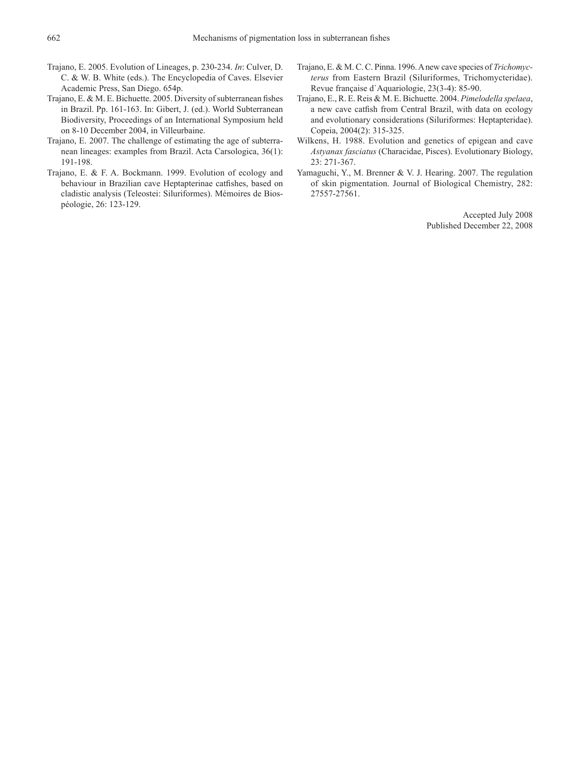Trajano, E. 2005. Evolution of Lineages, p. 230-234. *In*: Culver, D. C. & W. B. White (eds.). The Encyclopedia of Caves. Elsevier Academic Press, San Diego. 654p.

Trajano, E. & M. E. Bichuette. 2005. Diversity of subterranean fishes in Brazil. Pp. 161-163. In: Gibert, J. (ed.). World Subterranean Biodiversity, Proceedings of an International Symposium held on 8-10 December 2004, in Villeurbaine.

Trajano, E. 2007. The challenge of estimating the age of subterranean lineages: examples from Brazil. Acta Carsologica, 36(1): 191-198.

Trajano, E. & F. A. Bockmann. 1999. Evolution of ecology and behaviour in Brazilian cave Heptapterinae catfishes, based on cladistic analysis (Teleostei: Siluriformes). Mémoires de Biospéologie, 26: 123-129.

Trajano, E. & M. C. C. Pinna. 1996. A new cave species of *Trichomycterus* from Eastern Brazil (Siluriformes, Trichomycteridae). Revue française d´Aquariologie, 23(3-4): 85-90.

Trajano, E., R. E. Reis & M. E. Bichuette. 2004. *Pimelodella spelaea*, a new cave catfish from Central Brazil, with data on ecology and evolutionary considerations (Siluriformes: Heptapteridae). Copeia, 2004(2): 315-325.

Wilkens, H. 1988. Evolution and genetics of epigean and cave *Astyanax fasciatus* (Characidae, Pisces). Evolutionary Biology, 23: 271-367.

Yamaguchi, Y., M. Brenner & V. J. Hearing. 2007. The regulation of skin pigmentation. Journal of Biological Chemistry, 282: 27557-27561.

Accepted July 2008
Published December 22, 2008